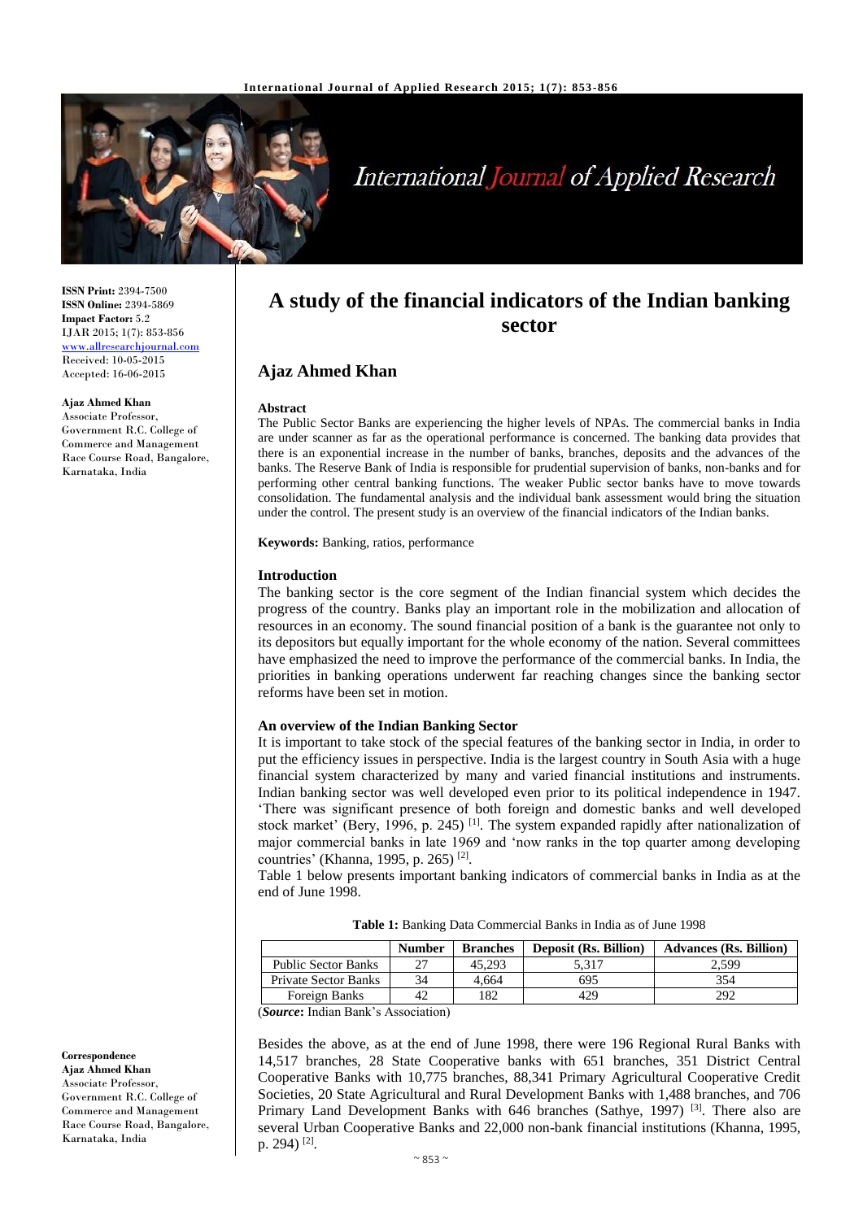# A study of the financial indicators of the Indian banking sector

## Ajaz Ahmed Khan

**ISSN Print:** 2394-7500
**ISSN Online:** 2394-5869
**Impact Factor:** 5.2
IJAR 2015; 1(7): 853-856
www.allresearchjournal.com
Received: 10-05-2015
Accepted: 16-06-2015

**Ajaz Ahmed Khan**
Associate Professor, Government R.C. College of Commerce and Management Race Course Road, Bangalore, Karnataka, India

**Correspondence**
**Ajaz Ahmed Khan**
Associate Professor, Government R.C. College of Commerce and Management Race Course Road, Bangalore, Karnataka, India

### Abstract

The Public Sector Banks are experiencing the higher levels of NPAs. The commercial banks in India are under scanner as far as the operational performance is concerned. The banking data provides that there is an exponential increase in the number of banks, branches, deposits and the advances of the banks. The Reserve Bank of India is responsible for prudential supervision of banks, non-banks and for performing other central banking functions. The weaker Public sector banks have to move towards consolidation. The fundamental analysis and the individual bank assessment would bring the situation under the control. The present study is an overview of the financial indicators of the Indian banks.

**Keywords:** Banking, ratios, performance

### Introduction

The banking sector is the core segment of the Indian financial system which decides the progress of the country. Banks play an important role in the mobilization and allocation of resources in an economy. The sound financial position of a bank is the guarantee not only to its depositors but equally important for the whole economy of the nation. Several committees have emphasized the need to improve the performance of the commercial banks. In India, the priorities in banking operations underwent far reaching changes since the banking sector reforms have been set in motion.

### An overview of the Indian Banking Sector

It is important to take stock of the special features of the banking sector in India, in order to put the efficiency issues in perspective. India is the largest country in South Asia with a huge financial system characterized by many and varied financial institutions and instruments. Indian banking sector was well developed even prior to its political independence in 1947. 'There was significant presence of both foreign and domestic banks and well developed stock market' (Bery, 1996, p. 245) [1]. The system expanded rapidly after nationalization of major commercial banks in late 1969 and 'now ranks in the top quarter among developing countries' (Khanna, 1995, p. 265) [2].

Table 1 below presents important banking indicators of commercial banks in India as at the end of June 1998.

**Table 1:** Banking Data Commercial Banks in India as of June 1998

| | Number | Branches | Deposit (Rs. Billion) | Advances (Rs. Billion) |
|---|---|---|---|---|
| Public Sector Banks | 27 | 45,293 | 5,317 | 2,599 |
| Private Sector Banks | 34 | 4,664 | 695 | 354 |
| Foreign Banks | 42 | 182 | 429 | 292 |

(***Source***: Indian Bank's Association)

Besides the above, as at the end of June 1998, there were 196 Regional Rural Banks with 14,517 branches, 28 State Cooperative banks with 651 branches, 351 District Central Cooperative Banks with 10,775 branches, 88,341 Primary Agricultural Cooperative Credit Societies, 20 State Agricultural and Rural Development Banks with 1,488 branches, and 706 Primary Land Development Banks with 646 branches (Sathye, 1997) [3]. There also are several Urban Cooperative Banks and 22,000 non-bank financial institutions (Khanna, 1995, p. 294) [2].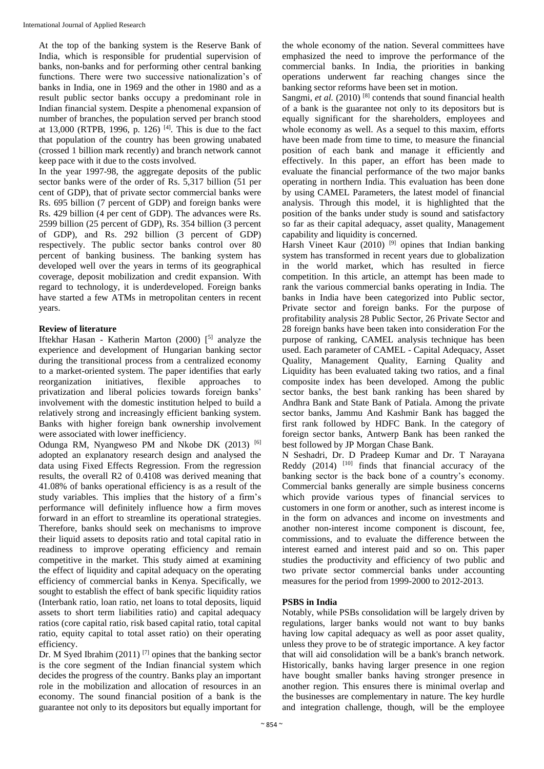At the top of the banking system is the Reserve Bank of India, which is responsible for prudential supervision of banks, non-banks and for performing other central banking functions. There were two successive nationalization's of banks in India, one in 1969 and the other in 1980 and as a result public sector banks occupy a predominant role in Indian financial system. Despite a phenomenal expansion of number of branches, the population served per branch stood at 13,000 (RTPB, 1996, p. 126) [4]. This is due to the fact that population of the country has been growing unabated (crossed 1 billion mark recently) and branch network cannot keep pace with it due to the costs involved.

In the year 1997-98, the aggregate deposits of the public sector banks were of the order of Rs. 5,317 billion (51 per cent of GDP), that of private sector commercial banks were Rs. 695 billion (7 percent of GDP) and foreign banks were Rs. 429 billion (4 per cent of GDP). The advances were Rs. 2599 billion (25 percent of GDP), Rs. 354 billion (3 percent of GDP), and Rs. 292 billion (3 percent of GDP) respectively. The public sector banks control over 80 percent of banking business. The banking system has developed well over the years in terms of its geographical coverage, deposit mobilization and credit expansion. With regard to technology, it is underdeveloped. Foreign banks have started a few ATMs in metropolitan centers in recent years.

## Review of literature

Iftekhar Hasan - Katherin Marton (2000) [5] analyze the experience and development of Hungarian banking sector during the transitional process from a centralized economy to a market-oriented system. The paper identifies that early reorganization initiatives, flexible approaches to privatization and liberal policies towards foreign banks' involvement with the domestic institution helped to build a relatively strong and increasingly efficient banking system. Banks with higher foreign bank ownership involvement were associated with lower inefficiency.

Odunga RM, Nyangweso PM and Nkobe DK (2013) [6] adopted an explanatory research design and analysed the data using Fixed Effects Regression. From the regression results, the overall R2 of 0.4108 was derived meaning that 41.08% of banks operational efficiency is as a result of the study variables. This implies that the history of a firm's performance will definitely influence how a firm moves forward in an effort to streamline its operational strategies. Therefore, banks should seek on mechanisms to improve their liquid assets to deposits ratio and total capital ratio in readiness to improve operating efficiency and remain competitive in the market. This study aimed at examining the effect of liquidity and capital adequacy on the operating efficiency of commercial banks in Kenya. Specifically, we sought to establish the effect of bank specific liquidity ratios (Interbank ratio, loan ratio, net loans to total deposits, liquid assets to short term liabilities ratio) and capital adequacy ratios (core capital ratio, risk based capital ratio, total capital ratio, equity capital to total asset ratio) on their operating efficiency.

Dr. M Syed Ibrahim (2011) [7] opines that the banking sector is the core segment of the Indian financial system which decides the progress of the country. Banks play an important role in the mobilization and allocation of resources in an economy. The sound financial position of a bank is the guarantee not only to its depositors but equally important for the whole economy of the nation. Several committees have emphasized the need to improve the performance of the commercial banks. In India, the priorities in banking operations underwent far reaching changes since the banking sector reforms have been set in motion.

Sangmi, *et al.* (2010) [8] contends that sound financial health of a bank is the guarantee not only to its depositors but is equally significant for the shareholders, employees and whole economy as well. As a sequel to this maxim, efforts have been made from time to time, to measure the financial position of each bank and manage it efficiently and effectively. In this paper, an effort has been made to evaluate the financial performance of the two major banks operating in northern India. This evaluation has been done by using CAMEL Parameters, the latest model of financial analysis. Through this model, it is highlighted that the position of the banks under study is sound and satisfactory so far as their capital adequacy, asset quality, Management capability and liquidity is concerned.

Harsh Vineet Kaur (2010) [9] opines that Indian banking system has transformed in recent years due to globalization in the world market, which has resulted in fierce competition. In this article, an attempt has been made to rank the various commercial banks operating in India. The banks in India have been categorized into Public sector, Private sector and foreign banks. For the purpose of profitability analysis 28 Public Sector, 26 Private Sector and 28 foreign banks have been taken into consideration For the purpose of ranking, CAMEL analysis technique has been used. Each parameter of CAMEL - Capital Adequacy, Asset Quality, Management Quality, Earning Quality and Liquidity has been evaluated taking two ratios, and a final composite index has been developed. Among the public sector banks, the best bank ranking has been shared by Andhra Bank and State Bank of Patiala. Among the private sector banks, Jammu And Kashmir Bank has bagged the first rank followed by HDFC Bank. In the category of foreign sector banks, Antwerp Bank has been ranked the best followed by JP Morgan Chase Bank.

N Seshadri, Dr. D Pradeep Kumar and Dr. T Narayana Reddy (2014) [10] finds that financial accuracy of the banking sector is the back bone of a country's economy. Commercial banks generally are simple business concerns which provide various types of financial services to customers in one form or another, such as interest income is in the form on advances and income on investments and another non-interest income component is discount, fee, commissions, and to evaluate the difference between the interest earned and interest paid and so on. This paper studies the productivity and efficiency of two public and two private sector commercial banks under accounting measures for the period from 1999-2000 to 2012-2013.

## PSBS in India

Notably, while PSBs consolidation will be largely driven by regulations, larger banks would not want to buy banks having low capital adequacy as well as poor asset quality, unless they prove to be of strategic importance. A key factor that will aid consolidation will be a bank's branch network. Historically, banks having larger presence in one region have bought smaller banks having stronger presence in another region. This ensures there is minimal overlap and the businesses are complementary in nature. The key hurdle and integration challenge, though, will be the employee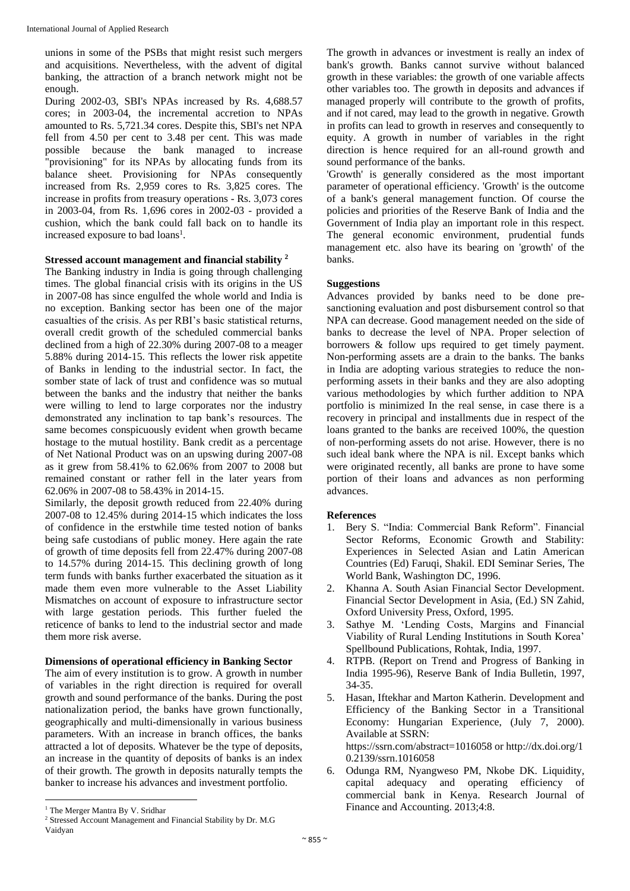unions in some of the PSBs that might resist such mergers and acquisitions. Nevertheless, with the advent of digital banking, the attraction of a branch network might not be enough.

During 2002-03, SBI's NPAs increased by Rs. 4,688.57 cores; in 2003-04, the incremental accretion to NPAs amounted to Rs. 5,721.34 cores. Despite this, SBI's net NPA fell from 4.50 per cent to 3.48 per cent. This was made possible because the bank managed to increase "provisioning" for its NPAs by allocating funds from its balance sheet. Provisioning for NPAs consequently increased from Rs. 2,959 cores to Rs. 3,825 cores. The increase in profits from treasury operations - Rs. 3,073 cores in 2003-04, from Rs. 1,696 cores in 2002-03 - provided a cushion, which the bank could fall back on to handle its increased exposure to bad loans[1].

### Stressed account management and financial stability [2]

The Banking industry in India is going through challenging times. The global financial crisis with its origins in the US in 2007-08 has since engulfed the whole world and India is no exception. Banking sector has been one of the major casualties of the crisis. As per RBI's basic statistical returns, overall credit growth of the scheduled commercial banks declined from a high of 22.30% during 2007-08 to a meager 5.88% during 2014-15. This reflects the lower risk appetite of Banks in lending to the industrial sector. In fact, the somber state of lack of trust and confidence was so mutual between the banks and the industry that neither the banks were willing to lend to large corporates nor the industry demonstrated any inclination to tap bank's resources. The same becomes conspicuously evident when growth became hostage to the mutual hostility. Bank credit as a percentage of Net National Product was on an upswing during 2007-08 as it grew from 58.41% to 62.06% from 2007 to 2008 but remained constant or rather fell in the later years from 62.06% in 2007-08 to 58.43% in 2014-15.

Similarly, the deposit growth reduced from 22.40% during 2007-08 to 12.45% during 2014-15 which indicates the loss of confidence in the erstwhile time tested notion of banks being safe custodians of public money. Here again the rate of growth of time deposits fell from 22.47% during 2007-08 to 14.57% during 2014-15. This declining growth of long term funds with banks further exacerbated the situation as it made them even more vulnerable to the Asset Liability Mismatches on account of exposure to infrastructure sector with large gestation periods. This further fueled the reticence of banks to lend to the industrial sector and made them more risk averse.

### Dimensions of operational efficiency in Banking Sector

The aim of every institution is to grow. A growth in number of variables in the right direction is required for overall growth and sound performance of the banks. During the post nationalization period, the banks have grown functionally, geographically and multi-dimensionally in various business parameters. With an increase in branch offices, the banks attracted a lot of deposits. Whatever be the type of deposits, an increase in the quantity of deposits of banks is an index of their growth. The growth in deposits naturally tempts the banker to increase his advances and investment portfolio.

The growth in advances or investment is really an index of bank's growth. Banks cannot survive without balanced growth in these variables: the growth of one variable affects other variables too. The growth in deposits and advances if managed properly will contribute to the growth of profits, and if not cared, may lead to the growth in negative. Growth in profits can lead to growth in reserves and consequently to equity. A growth in number of variables in the right direction is hence required for an all-round growth and sound performance of the banks.

'Growth' is generally considered as the most important parameter of operational efficiency. 'Growth' is the outcome of a bank's general management function. Of course the policies and priorities of the Reserve Bank of India and the Government of India play an important role in this respect. The general economic environment, prudential funds management etc. also have its bearing on 'growth' of the banks.

### Suggestions

Advances provided by banks need to be done pre-sanctioning evaluation and post disbursement control so that NPA can decrease. Good management needed on the side of banks to decrease the level of NPA. Proper selection of borrowers & follow ups required to get timely payment. Non-performing assets are a drain to the banks. The banks in India are adopting various strategies to reduce the non-performing assets in their banks and they are also adopting various methodologies by which further addition to NPA portfolio is minimized In the real sense, in case there is a recovery in principal and installments due in respect of the loans granted to the banks are received 100%, the question of non-performing assets do not arise. However, there is no such ideal bank where the NPA is nil. Except banks which were originated recently, all banks are prone to have some portion of their loans and advances as non performing advances.

### References

1. Bery S. "India: Commercial Bank Reform". Financial Sector Reforms, Economic Growth and Stability: Experiences in Selected Asian and Latin American Countries (Ed) Faruqi, Shakil. EDI Seminar Series, The World Bank, Washington DC, 1996.
2. Khanna A. South Asian Financial Sector Development. Financial Sector Development in Asia, (Ed.) SN Zahid, Oxford University Press, Oxford, 1995.
3. Sathye M. 'Lending Costs, Margins and Financial Viability of Rural Lending Institutions in South Korea' Spellbound Publications, Rohtak, India, 1997.
4. RTPB. (Report on Trend and Progress of Banking in India 1995-96), Reserve Bank of India Bulletin, 1997, 34-35.
5. Hasan, Iftekhar and Marton Katherin. Development and Efficiency of the Banking Sector in a Transitional Economy: Hungarian Experience, (July 7, 2000). Available at SSRN: https://ssrn.com/abstract=1016058 or http://dx.doi.org/10.2139/ssrn.1016058
6. Odunga RM, Nyangweso PM, Nkobe DK. Liquidity, capital adequacy and operating efficiency of commercial bank in Kenya. Research Journal of Finance and Accounting. 2013;4:8.

[1] The Merger Mantra By V. Sridhar
[2] Stressed Account Management and Financial Stability by Dr. M.G Vaidyan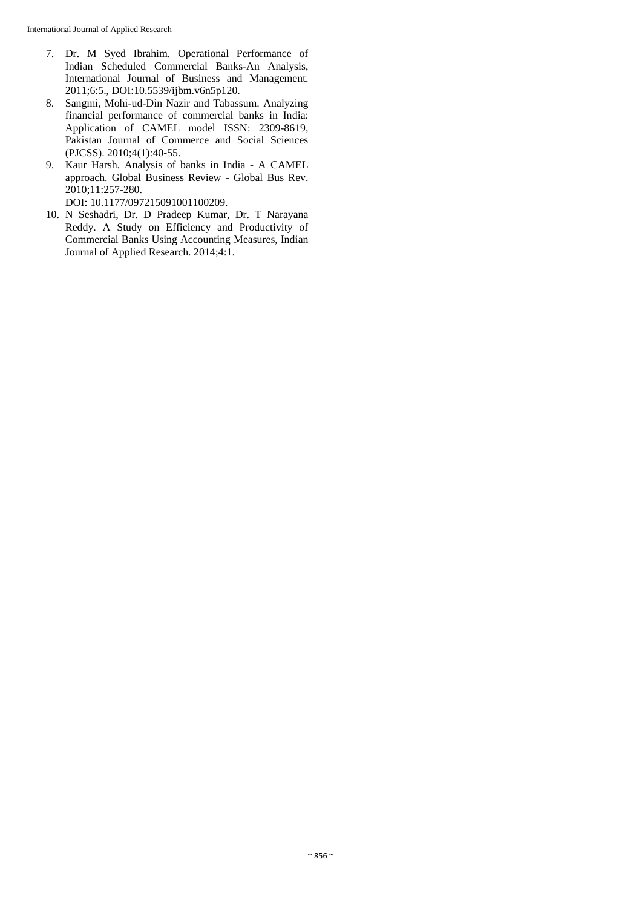7. Dr. M Syed Ibrahim. Operational Performance of Indian Scheduled Commercial Banks-An Analysis, International Journal of Business and Management. 2011;6:5., DOI:10.5539/ijbm.v6n5p120.
8. Sangmi, Mohi-ud-Din Nazir and Tabassum. Analyzing financial performance of commercial banks in India: Application of CAMEL model ISSN: 2309-8619, Pakistan Journal of Commerce and Social Sciences (PJCSS). 2010;4(1):40-55.
9. Kaur Harsh. Analysis of banks in India - A CAMEL approach. Global Business Review - Global Bus Rev. 2010;11:257-280.
   DOI: 10.1177/097215091001100209.
10. N Seshadri, Dr. D Pradeep Kumar, Dr. T Narayana Reddy. A Study on Efficiency and Productivity of Commercial Banks Using Accounting Measures, Indian Journal of Applied Research. 2014;4:1.